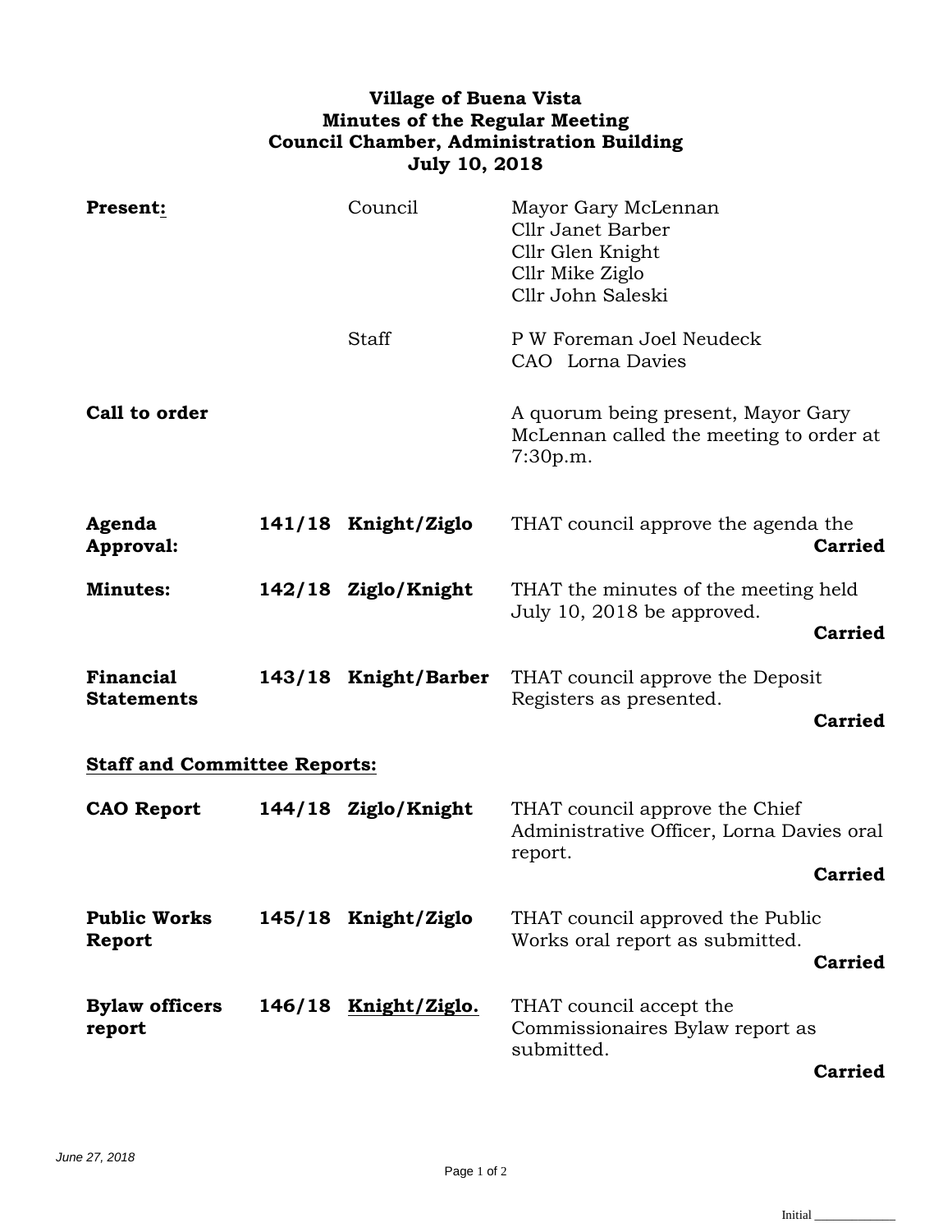**Village of Buena Vista**
**Minutes of the Regular Meeting**
**Council Chamber, Administration Building**
**July 10, 2018**

| | | | |
|---|---|---|---|
| **Present:** | | Council | Mayor Gary McLennan<br>Cllr Janet Barber<br>Cllr Glen Knight<br>Cllr Mike Ziglo<br>Cllr John Saleski |
| | | Staff | P W Foreman Joel Neudeck<br>CAO Lorna Davies |
| **Call to order** | | | A quorum being present, Mayor Gary McLennan called the meeting to order at 7:30p.m. |
| **Agenda Approval:** | **141/18** | **Knight/Ziglo** | THAT council approve the agenda the **Carried** |
| **Minutes:** | **142/18** | **Ziglo/Knight** | THAT the minutes of the meeting held July 10, 2018 be approved. **Carried** |
| **Financial Statements** | **143/18** | **Knight/Barber** | THAT council approve the Deposit Registers as presented. **Carried** |

**Staff and Committee Reports:**

| | | | |
|---|---|---|---|
| **CAO Report** | **144/18** | **Ziglo/Knight** | THAT council approve the Chief Administrative Officer, Lorna Davies oral report. **Carried** |
| **Public Works Report** | **145/18** | **Knight/Ziglo** | THAT council approved the Public Works oral report as submitted. **Carried** |
| **Bylaw officers report** | **146/18** | **Knight/Ziglo.** | THAT council accept the Commissionaires Bylaw report as submitted. **Carried** |

*June 27, 2018*

Initial ____________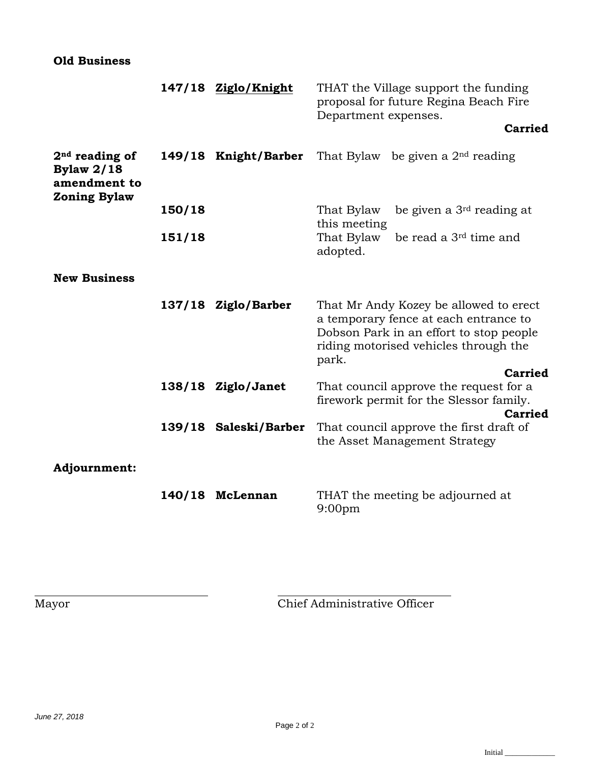**Old Business**

| | | | |
|---|---|---|---|
| | **147/18** | **Ziglo/Knight** | THAT the Village support the funding proposal for future Regina Beach Fire Department expenses. **Carried** |
| **2nd reading of Bylaw 2/18 amendment to Zoning Bylaw** | **149/18** | **Knight/Barber** | That Bylaw be given a 2nd reading |
| | **150/18** | | That Bylaw be given a 3rd reading at this meeting |
| | **151/18** | | That Bylaw be read a 3rd time and adopted. |

**New Business**

| | | | |
|---|---|---|---|
| | **137/18** | **Ziglo/Barber** | That Mr Andy Kozey be allowed to erect a temporary fence at each entrance to Dobson Park in an effort to stop people riding motorised vehicles through the park. **Carried** |
| | **138/18** | **Ziglo/Janet** | That council approve the request for a firework permit for the Slessor family. **Carried** |
| | **139/18** | **Saleski/Barber** | That council approve the first draft of the Asset Management Strategy |

**Adjournment:**

| | | | |
|---|---|---|---|
| | **140/18** | **McLennan** | THAT the meeting be adjourned at 9:00pm |

\_\_\_\_\_\_\_\_\_\_\_\_\_\_\_\_\_\_\_\_\_\_\_\_\_\_\_\_\_\_
Mayor

\_\_\_\_\_\_\_\_\_\_\_\_\_\_\_\_\_\_\_\_\_\_\_\_\_\_\_\_\_\_
Chief Administrative Officer

*June 27, 2018*

Initial \_\_\_\_\_\_\_\_\_\_\_\_